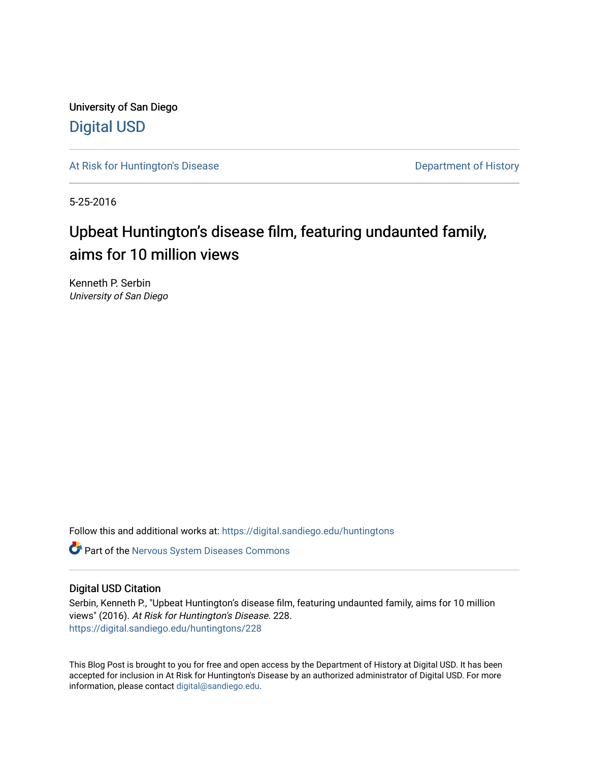University of San Diego

Digital USD

At Risk for Huntington's Disease

Department of History

5-25-2016

# Upbeat Huntington's disease film, featuring undaunted family, aims for 10 million views

Kenneth P. Serbin
*University of San Diego*

Follow this and additional works at: https://digital.sandiego.edu/huntingtons

Part of the Nervous System Diseases Commons

## Digital USD Citation

Serbin, Kenneth P., "Upbeat Huntington's disease film, featuring undaunted family, aims for 10 million views" (2016). *At Risk for Huntington's Disease*. 228.
https://digital.sandiego.edu/huntingtons/228

This Blog Post is brought to you for free and open access by the Department of History at Digital USD. It has been accepted for inclusion in At Risk for Huntington's Disease by an authorized administrator of Digital USD. For more information, please contact digital@sandiego.edu.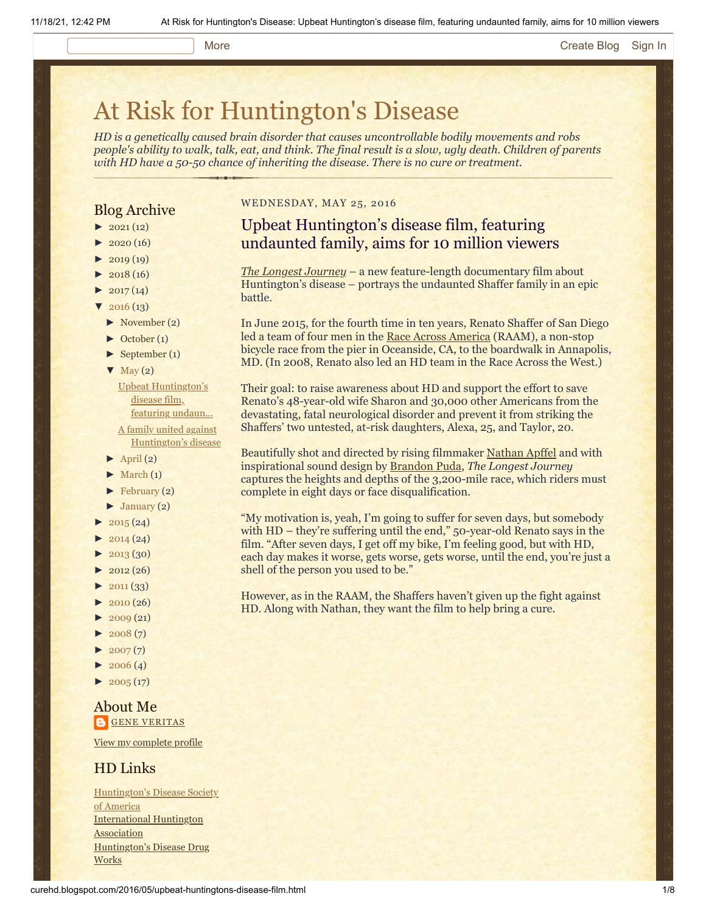# At Risk for Huntington's Disease

*HD is a genetically caused brain disorder that causes uncontrollable bodily movements and robs people's ability to walk, talk, eat, and think. The final result is a slow, ugly death. Children of parents with HD have a 50-50 chance of inheriting the disease. There is no cure or treatment.*

## Blog Archive

- ► 2021 (12)
- ► 2020 (16)
- ► 2019 (19)
- ► 2018 (16)
- ► 2017 (14)
- ▼ 2016 (13)
  - ► November (2)
  - ► October (1)
  - ► September (1)
  - ▼ May (2)
    - Upbeat Huntington's disease film, featuring undaun...
    - A family united against Huntington's disease
  - ► April (2)
  - ► March (1)
  - ► February (2)
  - ► January (2)
- ► 2015 (24)
- ► 2014 (24)
- ► 2013 (30)
- ► 2012 (26)
- ► 2011 (33)
- ► 2010 (26)
- ► 2009 (21)
- ► 2008 (7)
- ► 2007 (7)
- ► 2006 (4)
- ► 2005 (17)

## About Me

GENE VERITAS

View my complete profile

## HD Links

Huntington's Disease Society of America
International Huntington Association
Huntington's Disease Drug Works

WEDNESDAY, MAY 25, 2016

## Upbeat Huntington's disease film, featuring undaunted family, aims for 10 million viewers

*The Longest Journey* – a new feature-length documentary film about Huntington's disease – portrays the undaunted Shaffer family in an epic battle.

In June 2015, for the fourth time in ten years, Renato Shaffer of San Diego led a team of four men in the Race Across America (RAAM), a non-stop bicycle race from the pier in Oceanside, CA, to the boardwalk in Annapolis, MD. (In 2008, Renato also led an HD team in the Race Across the West.)

Their goal: to raise awareness about HD and support the effort to save Renato's 48-year-old wife Sharon and 30,000 other Americans from the devastating, fatal neurological disorder and prevent it from striking the Shaffers' two untested, at-risk daughters, Alexa, 25, and Taylor, 20.

Beautifully shot and directed by rising filmmaker Nathan Apffel and with inspirational sound design by Brandon Puda, *The Longest Journey* captures the heights and depths of the 3,200-mile race, which riders must complete in eight days or face disqualification.

"My motivation is, yeah, I'm going to suffer for seven days, but somebody with HD – they're suffering until the end," 50-year-old Renato says in the film. "After seven days, I get off my bike, I'm feeling good, but with HD, each day makes it worse, gets worse, gets worse, until the end, you're just a shell of the person you used to be."

However, as in the RAAM, the Shaffers haven't given up the fight against HD. Along with Nathan, they want the film to help bring a cure.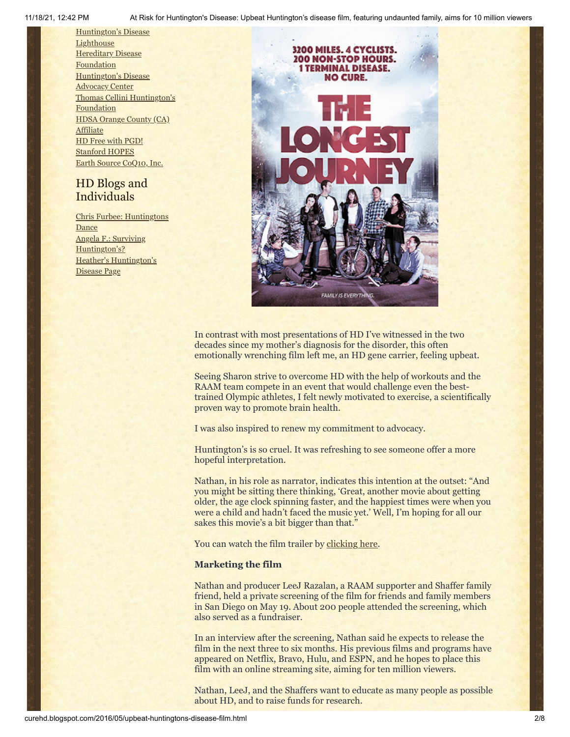Huntington's Disease Lighthouse
Hereditary Disease Foundation
Huntington's Disease Advocacy Center
Thomas Cellini Huntington's Foundation
HDSA Orange County (CA) Affiliate
HD Free with PGD!
Stanford HOPES
Earth Source CoQ10, Inc.

## HD Blogs and Individuals

Chris Furbee: Huntingtons Dance
Angela F.: Surviving Huntington's?
Heather's Huntington's Disease Page

In contrast with most presentations of HD I've witnessed in the two decades since my mother's diagnosis for the disorder, this often emotionally wrenching film left me, an HD gene carrier, feeling upbeat.

Seeing Sharon strive to overcome HD with the help of workouts and the RAAM team compete in an event that would challenge even the best-trained Olympic athletes, I felt newly motivated to exercise, a scientifically proven way to promote brain health.

I was also inspired to renew my commitment to advocacy.

Huntington's is so cruel. It was refreshing to see someone offer a more hopeful interpretation.

Nathan, in his role as narrator, indicates this intention at the outset: "And you might be sitting there thinking, 'Great, another movie about getting older, the age clock spinning faster, and the happiest times were when you were a child and hadn't faced the music yet.' Well, I'm hoping for all our sakes this movie's a bit bigger than that."

You can watch the film trailer by clicking here.

**Marketing the film**

Nathan and producer LeeJ Razalan, a RAAM supporter and Shaffer family friend, held a private screening of the film for friends and family members in San Diego on May 19. About 200 people attended the screening, which also served as a fundraiser.

In an interview after the screening, Nathan said he expects to release the film in the next three to six months. His previous films and programs have appeared on Netflix, Bravo, Hulu, and ESPN, and he hopes to place this film with an online streaming site, aiming for ten million viewers.

Nathan, LeeJ, and the Shaffers want to educate as many people as possible about HD, and to raise funds for research.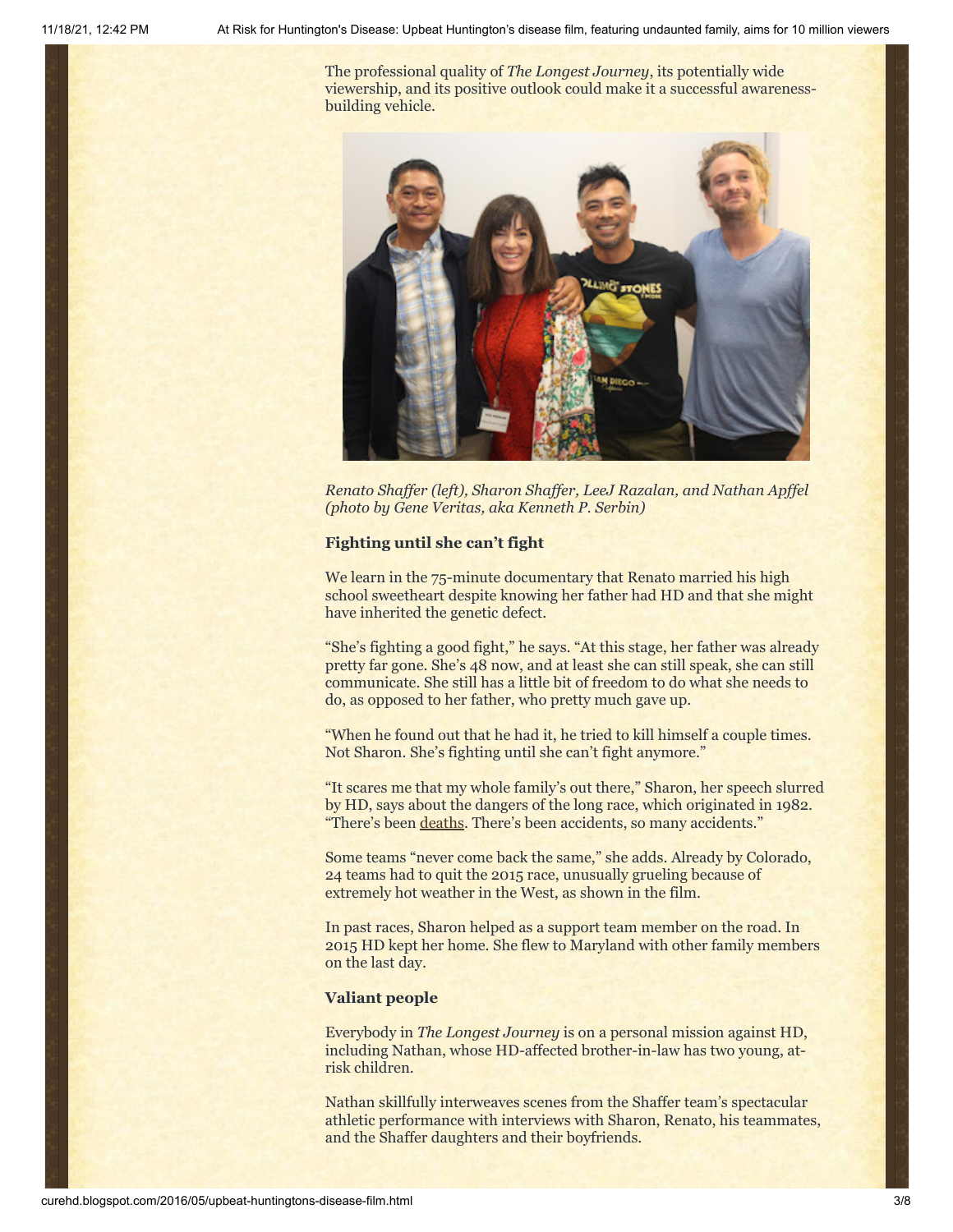The professional quality of *The Longest Journey*, its potentially wide viewership, and its positive outlook could make it a successful awareness-building vehicle.

*Renato Shaffer (left), Sharon Shaffer, LeeJ Razalan, and Nathan Apffel (photo by Gene Veritas, aka Kenneth P. Serbin)*

**Fighting until she can't fight**

We learn in the 75-minute documentary that Renato married his high school sweetheart despite knowing her father had HD and that she might have inherited the genetic defect.

"She's fighting a good fight," he says. "At this stage, her father was already pretty far gone. She's 48 now, and at least she can still speak, she can still communicate. She still has a little bit of freedom to do what she needs to do, as opposed to her father, who pretty much gave up.

"When he found out that he had it, he tried to kill himself a couple times. Not Sharon. She's fighting until she can't fight anymore."

"It scares me that my whole family's out there," Sharon, her speech slurred by HD, says about the dangers of the long race, which originated in 1982. "There's been deaths. There's been accidents, so many accidents."

Some teams "never come back the same," she adds. Already by Colorado, 24 teams had to quit the 2015 race, unusually grueling because of extremely hot weather in the West, as shown in the film.

In past races, Sharon helped as a support team member on the road. In 2015 HD kept her home. She flew to Maryland with other family members on the last day.

**Valiant people**

Everybody in *The Longest Journey* is on a personal mission against HD, including Nathan, whose HD-affected brother-in-law has two young, at-risk children.

Nathan skillfully interweaves scenes from the Shaffer team's spectacular athletic performance with interviews with Sharon, Renato, his teammates, and the Shaffer daughters and their boyfriends.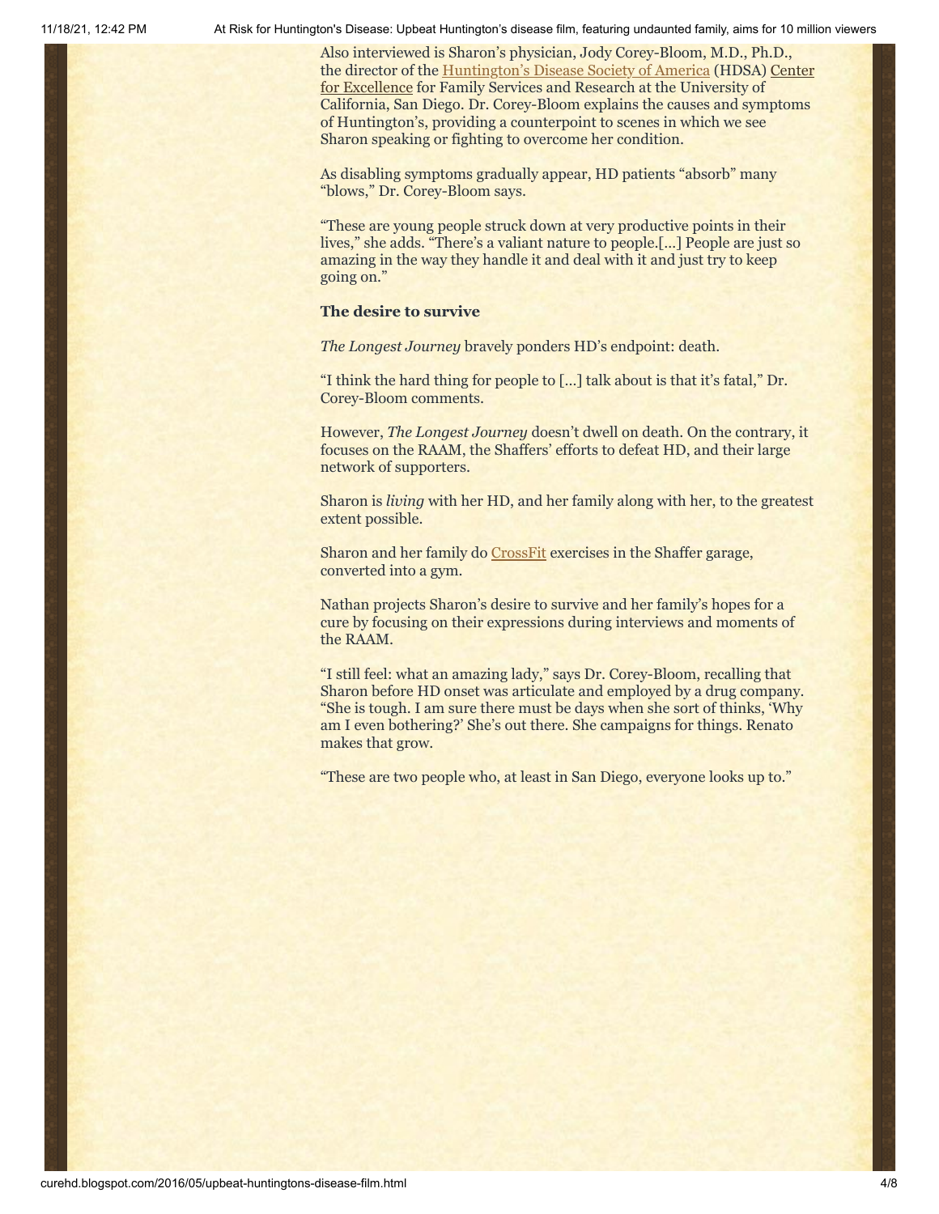Also interviewed is Sharon's physician, Jody Corey-Bloom, M.D., Ph.D., the director of the Huntington's Disease Society of America (HDSA) Center for Excellence for Family Services and Research at the University of California, San Diego. Dr. Corey-Bloom explains the causes and symptoms of Huntington's, providing a counterpoint to scenes in which we see Sharon speaking or fighting to overcome her condition.

As disabling symptoms gradually appear, HD patients "absorb" many "blows," Dr. Corey-Bloom says.

"These are young people struck down at very productive points in their lives," she adds. "There's a valiant nature to people.[…] People are just so amazing in the way they handle it and deal with it and just try to keep going on."

**The desire to survive**

*The Longest Journey* bravely ponders HD's endpoint: death.

"I think the hard thing for people to […] talk about is that it's fatal," Dr. Corey-Bloom comments.

However, *The Longest Journey* doesn't dwell on death. On the contrary, it focuses on the RAAM, the Shaffers' efforts to defeat HD, and their large network of supporters.

Sharon is *living* with her HD, and her family along with her, to the greatest extent possible.

Sharon and her family do CrossFit exercises in the Shaffer garage, converted into a gym.

Nathan projects Sharon's desire to survive and her family's hopes for a cure by focusing on their expressions during interviews and moments of the RAAM.

"I still feel: what an amazing lady," says Dr. Corey-Bloom, recalling that Sharon before HD onset was articulate and employed by a drug company. "She is tough. I am sure there must be days when she sort of thinks, 'Why am I even bothering?' She's out there. She campaigns for things. Renato makes that grow.

"These are two people who, at least in San Diego, everyone looks up to."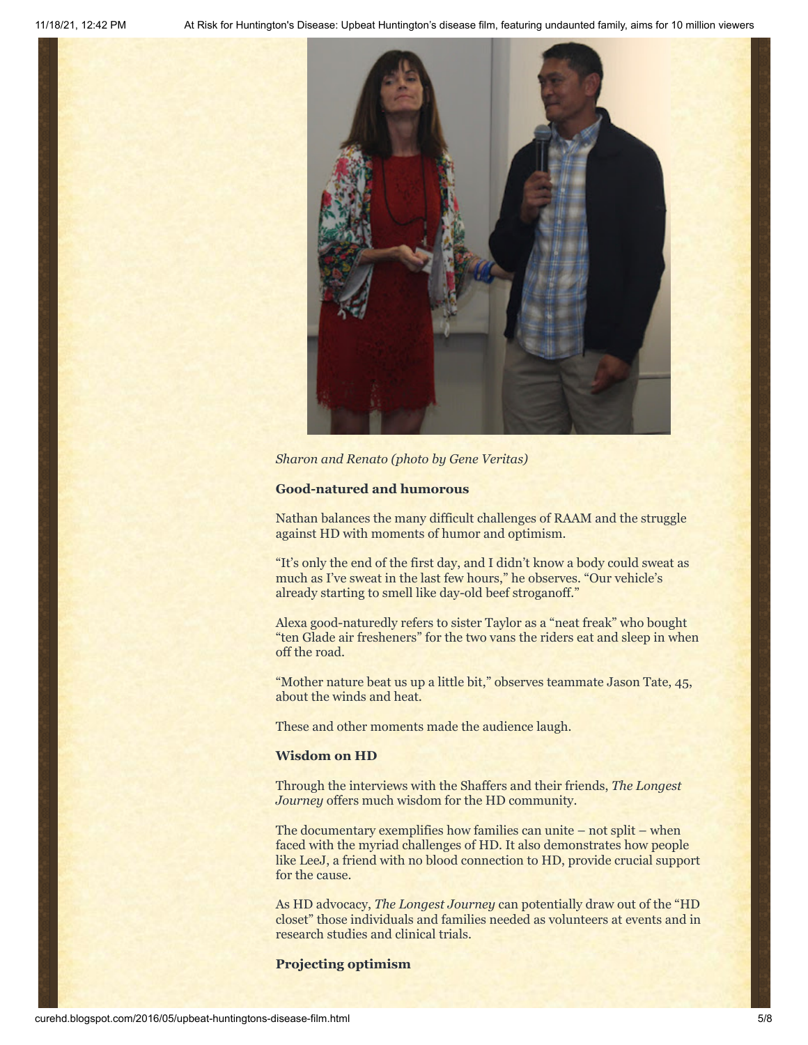*Sharon and Renato (photo by Gene Veritas)*

**Good-natured and humorous**

Nathan balances the many difficult challenges of RAAM and the struggle against HD with moments of humor and optimism.

"It's only the end of the first day, and I didn't know a body could sweat as much as I've sweat in the last few hours," he observes. "Our vehicle's already starting to smell like day-old beef stroganoff."

Alexa good-naturedly refers to sister Taylor as a "neat freak" who bought "ten Glade air fresheners" for the two vans the riders eat and sleep in when off the road.

"Mother nature beat us up a little bit," observes teammate Jason Tate, 45, about the winds and heat.

These and other moments made the audience laugh.

**Wisdom on HD**

Through the interviews with the Shaffers and their friends, *The Longest Journey* offers much wisdom for the HD community.

The documentary exemplifies how families can unite – not split – when faced with the myriad challenges of HD. It also demonstrates how people like LeeJ, a friend with no blood connection to HD, provide crucial support for the cause.

As HD advocacy, *The Longest Journey* can potentially draw out of the "HD closet" those individuals and families needed as volunteers at events and in research studies and clinical trials.

**Projecting optimism**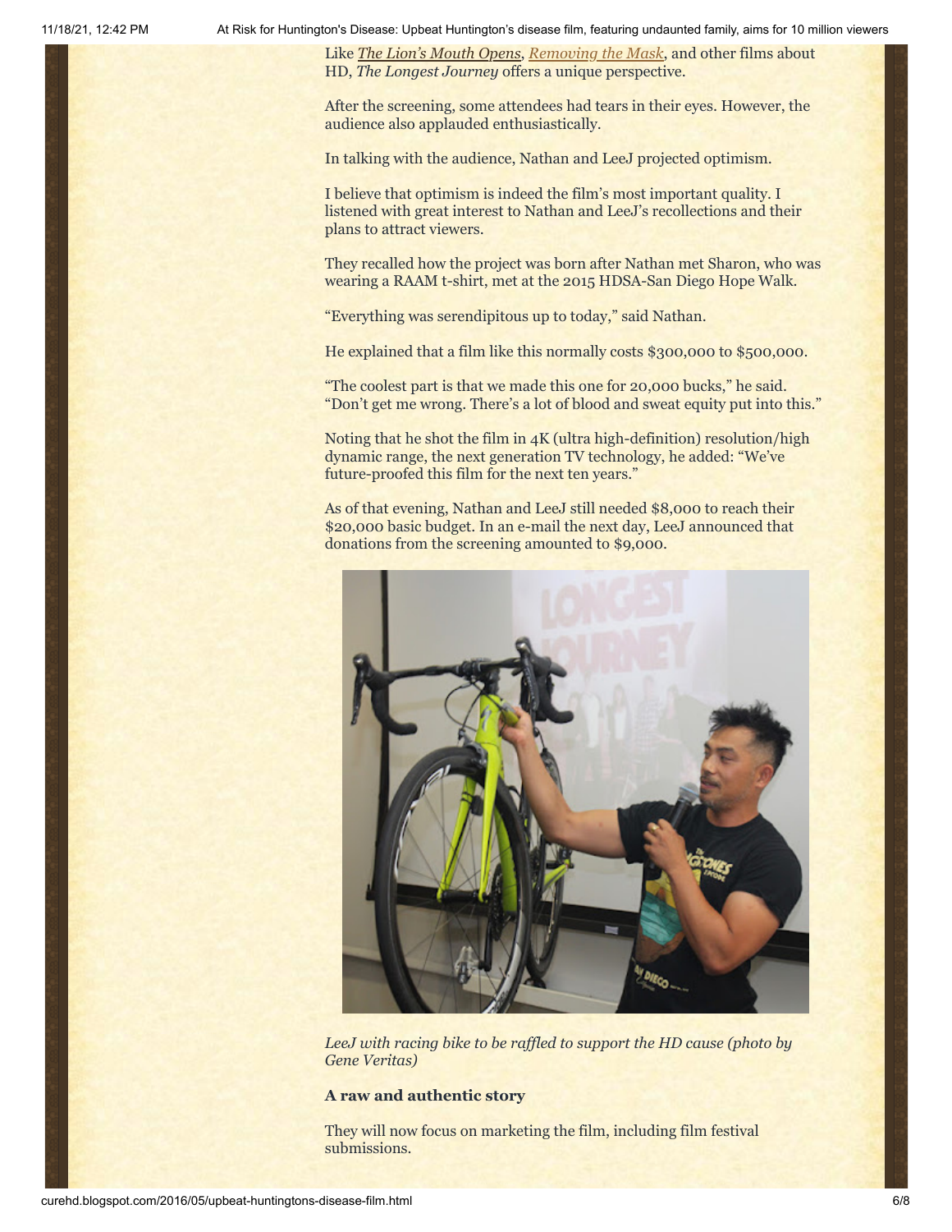Like *[The Lion's Mouth Opens](#)*, *[Removing the Mask](#)*, and other films about HD, *The Longest Journey* offers a unique perspective.

After the screening, some attendees had tears in their eyes. However, the audience also applauded enthusiastically.

In talking with the audience, Nathan and LeeJ projected optimism.

I believe that optimism is indeed the film's most important quality. I listened with great interest to Nathan and LeeJ's recollections and their plans to attract viewers.

They recalled how the project was born after Nathan met Sharon, who was wearing a RAAM t-shirt, met at the 2015 HDSA-San Diego Hope Walk.

"Everything was serendipitous up to today," said Nathan.

He explained that a film like this normally costs $300,000 to $500,000.

"The coolest part is that we made this one for 20,000 bucks," he said. "Don't get me wrong. There's a lot of blood and sweat equity put into this."

Noting that he shot the film in 4K (ultra high-definition) resolution/high dynamic range, the next generation TV technology, he added: "We've future-proofed this film for the next ten years."

As of that evening, Nathan and LeeJ still needed $8,000 to reach their $20,000 basic budget. In an e-mail the next day, LeeJ announced that donations from the screening amounted to $9,000.

*LeeJ with racing bike to be raffled to support the HD cause (photo by Gene Veritas)*

**A raw and authentic story**

They will now focus on marketing the film, including film festival submissions.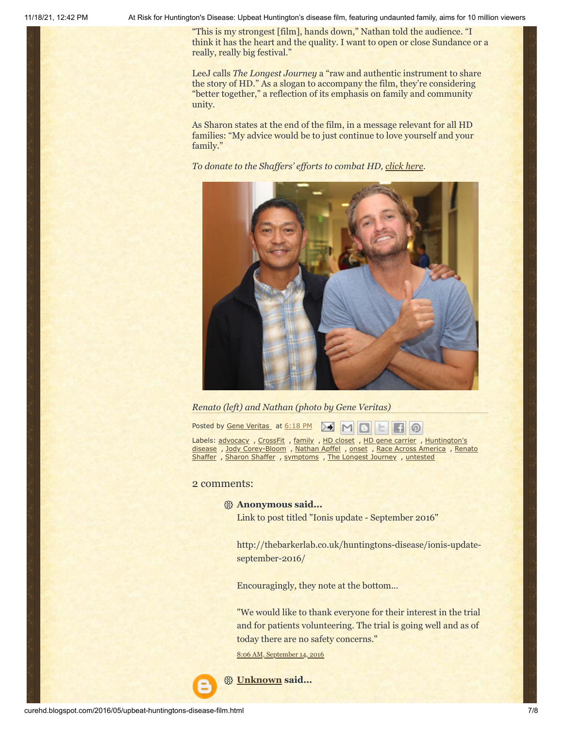"This is my strongest [film], hands down," Nathan told the audience. "I think it has the heart and the quality. I want to open or close Sundance or a really, really big festival."

LeeJ calls *The Longest Journey* a "raw and authentic instrument to share the story of HD." As a slogan to accompany the film, they're considering "better together," a reflection of its emphasis on family and community unity.

As Sharon states at the end of the film, in a message relevant for all HD families: "My advice would be to just continue to love yourself and your family."

*To donate to the Shaffers' efforts to combat HD, click here.*

*Renato (left) and Nathan (photo by Gene Veritas)*

Posted by Gene Veritas at 6:18 PM

Labels: advocacy , CrossFit , family , HD closet , HD gene carrier , Huntington's disease , Jody Corey-Bloom , Nathan Apffel , onset , Race Across America , Renato Shaffer , Sharon Shaffer , symptoms , The Longest Journey , untested

## 2 comments:

**Anonymous said...**

Link to post titled "Ionis update - September 2016"

http://thebarkerlab.co.uk/huntingtons-disease/ionis-update-september-2016/

Encouragingly, they note at the bottom...

"We would like to thank everyone for their interest in the trial and for patients volunteering. The trial is going well and as of today there are no safety concerns."

8:06 AM, September 14, 2016

**Unknown said...**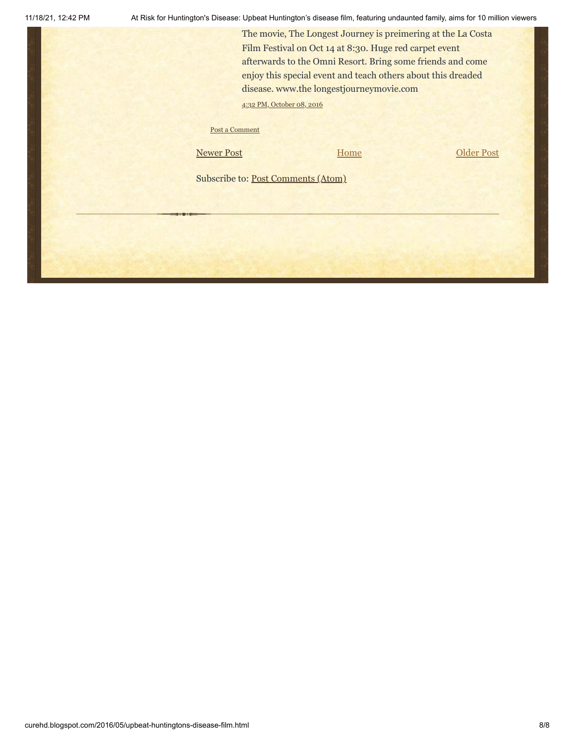The movie, The Longest Journey is preimering at the La Costa Film Festival on Oct 14 at 8:30. Huge red carpet event afterwards to the Omni Resort. Bring some friends and come enjoy this special event and teach others about this dreaded disease. www.the longestjourneymovie.com

4:32 PM, October 08, 2016

Post a Comment

Newer Post | Home | Older Post

Subscribe to: Post Comments (Atom)